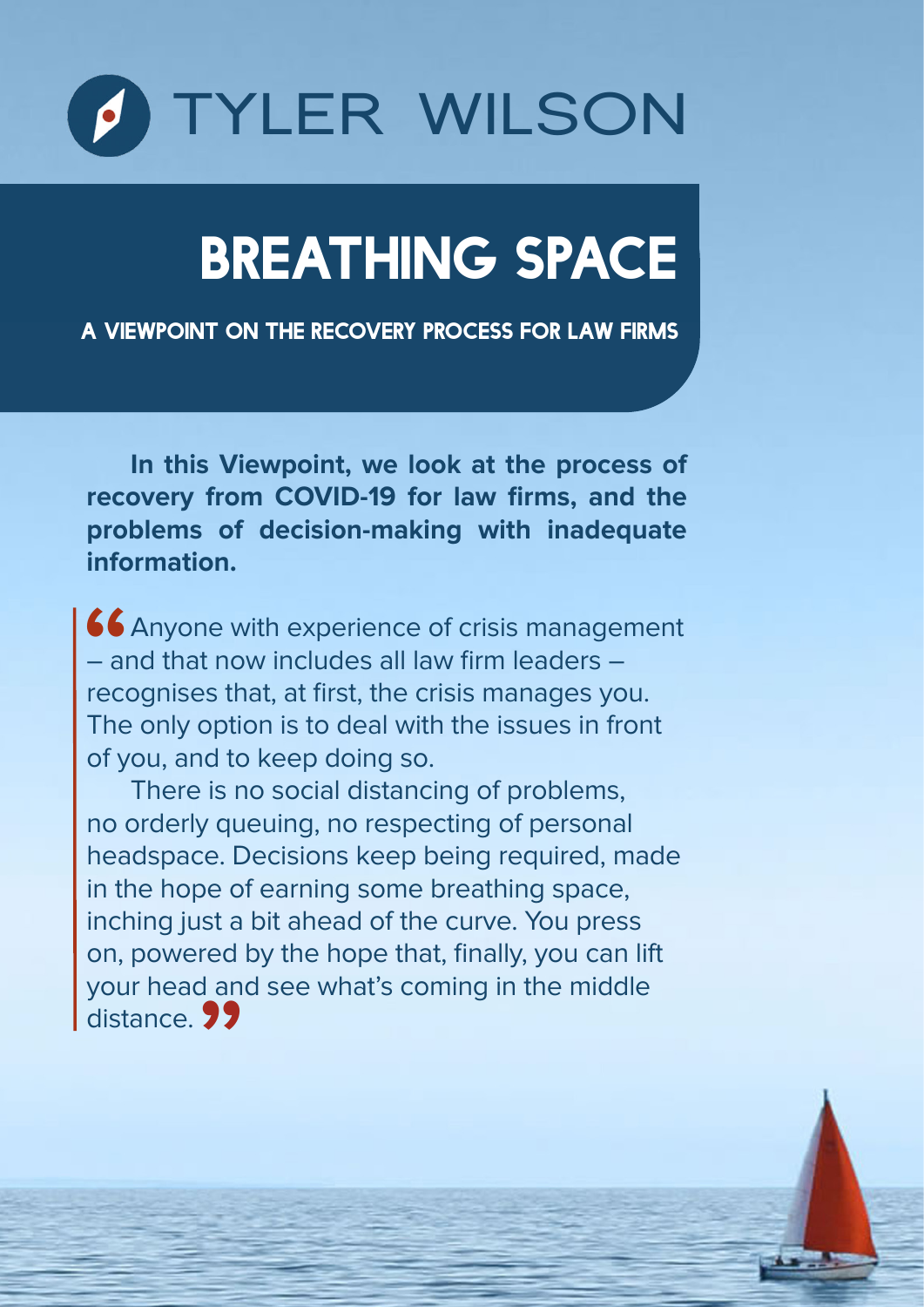TYLER WILSON

# BREATHING SPACE

## A VIEWPOINT ON THE RECOVERY PROCESS FOR LAW FIRMS

**In this Viewpoint, we look at the process of recovery from COVID-19 for law firms, and the problems of decision-making with inadequate information.**

> "Anyone with experience of crisis management – and that now includes all law firm leaders – recognises that, at first, the crisis manages you. The only option is to deal with the issues in front of you, and to keep doing so.
>
> There is no social distancing of problems, no orderly queuing, no respecting of personal headspace. Decisions keep being required, made in the hope of earning some breathing space, inching just a bit ahead of the curve. You press on, powered by the hope that, finally, you can lift your head and see what's coming in the middle distance."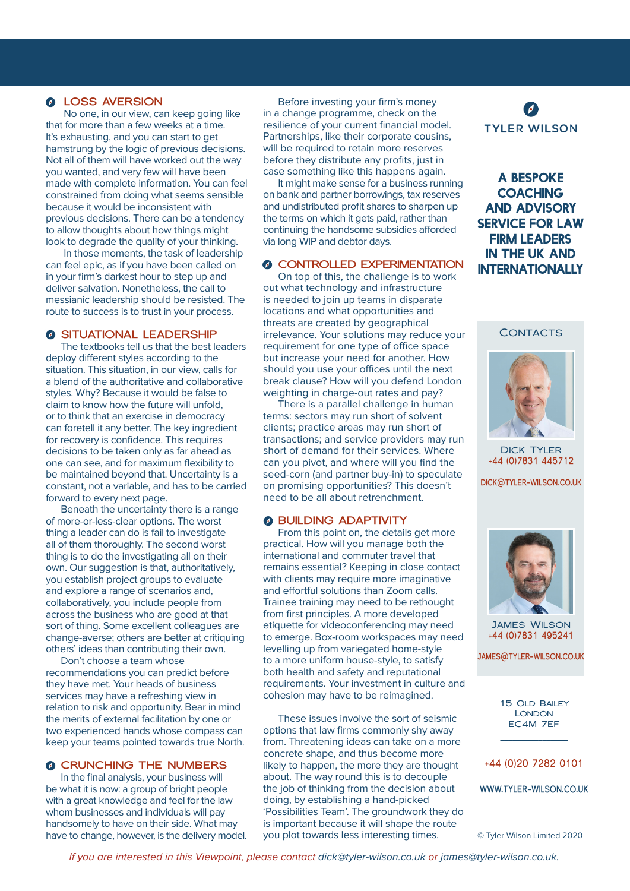## LOSS AVERSION

No one, in our view, can keep going like that for more than a few weeks at a time. It's exhausting, and you can start to get hamstrung by the logic of previous decisions. Not all of them will have worked out the way you wanted, and very few will have been made with complete information. You can feel constrained from doing what seems sensible because it would be inconsistent with previous decisions. There can be a tendency to allow thoughts about how things might look to degrade the quality of your thinking.

In those moments, the task of leadership can feel epic, as if you have been called on in your firm's darkest hour to step up and deliver salvation. Nonetheless, the call to messianic leadership should be resisted. The route to success is to trust in your process.

## SITUATIONAL LEADERSHIP

The textbooks tell us that the best leaders deploy different styles according to the situation. This situation, in our view, calls for a blend of the authoritative and collaborative styles. Why? Because it would be false to claim to know how the future will unfold, or to think that an exercise in democracy can foretell it any better. The key ingredient for recovery is confidence. This requires decisions to be taken only as far ahead as one can see, and for maximum flexibility to be maintained beyond that. Uncertainty is a constant, not a variable, and has to be carried forward to every next page.

Beneath the uncertainty there is a range of more-or-less-clear options. The worst thing a leader can do is fail to investigate all of them thoroughly. The second worst thing is to do the investigating all on their own. Our suggestion is that, authoritatively, you establish project groups to evaluate and explore a range of scenarios and, collaboratively, you include people from across the business who are good at that sort of thing. Some excellent colleagues are change-averse; others are better at critiquing others' ideas than contributing their own.

Don't choose a team whose recommendations you can predict before they have met. Your heads of business services may have a refreshing view in relation to risk and opportunity. Bear in mind the merits of external facilitation by one or two experienced hands whose compass can keep your teams pointed towards true North.

## CRUNCHING THE NUMBERS

In the final analysis, your business will be what it is now: a group of bright people with a great knowledge and feel for the law whom businesses and individuals will pay handsomely to have on their side. What may have to change, however, is the delivery model.

Before investing your firm's money in a change programme, check on the resilience of your current financial model. Partnerships, like their corporate cousins, will be required to retain more reserves before they distribute any profits, just in case something like this happens again.

It might make sense for a business running on bank and partner borrowings, tax reserves and undistributed profit shares to sharpen up the terms on which it gets paid, rather than continuing the handsome subsidies afforded via long WIP and debtor days.

## CONTROLLED EXPERIMENTATION

On top of this, the challenge is to work out what technology and infrastructure is needed to join up teams in disparate locations and what opportunities and threats are created by geographical irrelevance. Your solutions may reduce your requirement for one type of office space but increase your need for another. How should you use your offices until the next break clause? How will you defend London weighting in charge-out rates and pay?

There is a parallel challenge in human terms: sectors may run short of solvent clients; practice areas may run short of transactions; and service providers may run short of demand for their services. Where can you pivot, and where will you find the seed-corn (and partner buy-in) to speculate on promising opportunities? This doesn't need to be all about retrenchment.

## BUILDING ADAPTIVITY

From this point on, the details get more practical. How will you manage both the international and commuter travel that remains essential? Keeping in close contact with clients may require more imaginative and effortful solutions than Zoom calls. Trainee training may need to be rethought from first principles. A more developed etiquette for videoconferencing may need to emerge. Box-room workspaces may need levelling up from variegated home-style to a more uniform house-style, to satisfy both health and safety and reputational requirements. Your investment in culture and cohesion may have to be reimagined.

These issues involve the sort of seismic options that law firms commonly shy away from. Threatening ideas can take on a more concrete shape, and thus become more likely to happen, the more they are thought about. The way round this is to decouple the job of thinking from the decision about doing, by establishing a hand-picked 'Possibilities Team'. The groundwork they do is important because it will shape the route you plot towards less interesting times.

---

TYLER WILSON

**A BESPOKE COACHING AND ADVISORY SERVICE FOR LAW FIRM LEADERS IN THE UK AND INTERNATIONALLY**

CONTACTS

DICK TYLER
+44 (0)7831 445712
DICK@TYLER-WILSON.CO.UK

JAMES WILSON
+44 (0)7831 495241
JAMES@TYLER-WILSON.CO.UK

15 OLD BAILEY
LONDON
EC4M 7EF

+44 (0)20 7282 0101

WWW.TYLER-WILSON.CO.UK

© Tyler Wilson Limited 2020

*If you are interested in this Viewpoint, please contact dick@tyler-wilson.co.uk or james@tyler-wilson.co.uk.*